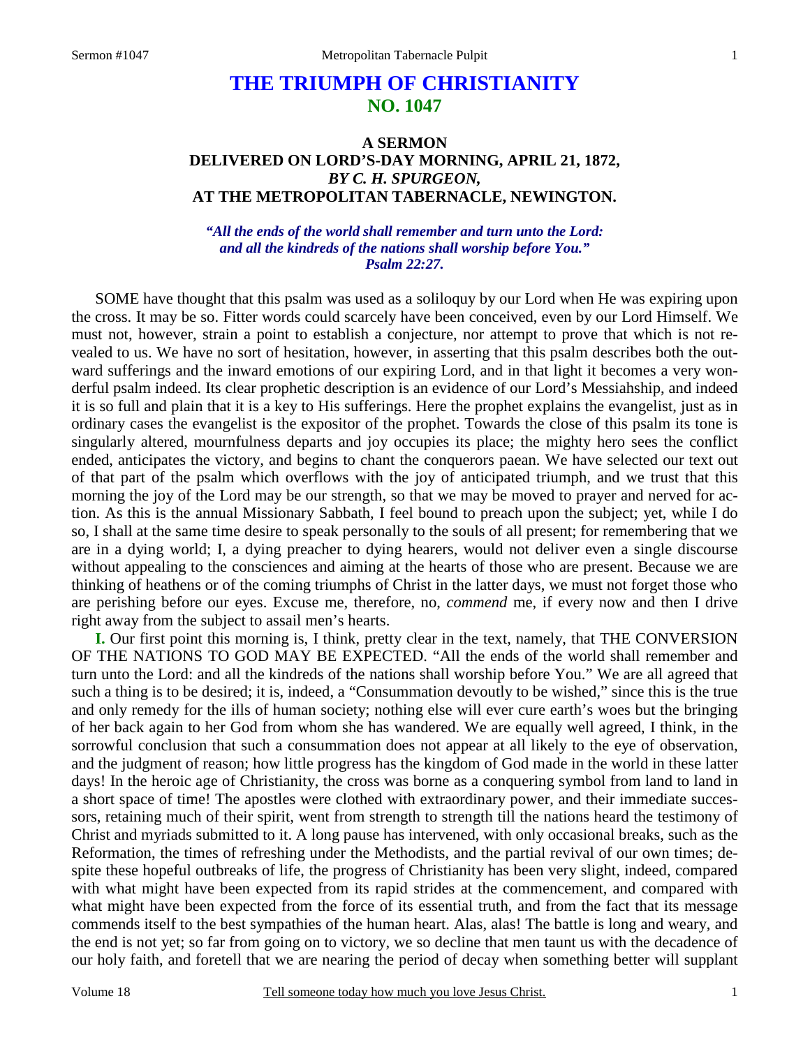# THE TRIUMPH OF CHRISTIANITY
## NO. 1047

### A SERMON
### DELIVERED ON LORD'S-DAY MORNING, APRIL 21, 1872,
### *BY C. H. SPURGEON,*
### AT THE METROPOLITAN TABERNACLE, NEWINGTON.

*"All the ends of the world shall remember and turn unto the Lord: and all the kindreds of the nations shall worship before You." Psalm 22:27.*

SOME have thought that this psalm was used as a soliloquy by our Lord when He was expiring upon the cross. It may be so. Fitter words could scarcely have been conceived, even by our Lord Himself. We must not, however, strain a point to establish a conjecture, nor attempt to prove that which is not revealed to us. We have no sort of hesitation, however, in asserting that this psalm describes both the outward sufferings and the inward emotions of our expiring Lord, and in that light it becomes a very wonderful psalm indeed. Its clear prophetic description is an evidence of our Lord's Messiahship, and indeed it is so full and plain that it is a key to His sufferings. Here the prophet explains the evangelist, just as in ordinary cases the evangelist is the expositor of the prophet. Towards the close of this psalm its tone is singularly altered, mournfulness departs and joy occupies its place; the mighty hero sees the conflict ended, anticipates the victory, and begins to chant the conquerors paean. We have selected our text out of that part of the psalm which overflows with the joy of anticipated triumph, and we trust that this morning the joy of the Lord may be our strength, so that we may be moved to prayer and nerved for action. As this is the annual Missionary Sabbath, I feel bound to preach upon the subject; yet, while I do so, I shall at the same time desire to speak personally to the souls of all present; for remembering that we are in a dying world; I, a dying preacher to dying hearers, would not deliver even a single discourse without appealing to the consciences and aiming at the hearts of those who are present. Because we are thinking of heathens or of the coming triumphs of Christ in the latter days, we must not forget those who are perishing before our eyes. Excuse me, therefore, no, *commend* me, if every now and then I drive right away from the subject to assail men's hearts.

**I.** Our first point this morning is, I think, pretty clear in the text, namely, that THE CONVERSION OF THE NATIONS TO GOD MAY BE EXPECTED. "All the ends of the world shall remember and turn unto the Lord: and all the kindreds of the nations shall worship before You." We are all agreed that such a thing is to be desired; it is, indeed, a "Consummation devoutly to be wished," since this is the true and only remedy for the ills of human society; nothing else will ever cure earth's woes but the bringing of her back again to her God from whom she has wandered. We are equally well agreed, I think, in the sorrowful conclusion that such a consummation does not appear at all likely to the eye of observation, and the judgment of reason; how little progress has the kingdom of God made in the world in these latter days! In the heroic age of Christianity, the cross was borne as a conquering symbol from land to land in a short space of time! The apostles were clothed with extraordinary power, and their immediate successors, retaining much of their spirit, went from strength to strength till the nations heard the testimony of Christ and myriads submitted to it. A long pause has intervened, with only occasional breaks, such as the Reformation, the times of refreshing under the Methodists, and the partial revival of our own times; despite these hopeful outbreaks of life, the progress of Christianity has been very slight, indeed, compared with what might have been expected from its rapid strides at the commencement, and compared with what might have been expected from the force of its essential truth, and from the fact that its message commends itself to the best sympathies of the human heart. Alas, alas! The battle is long and weary, and the end is not yet; so far from going on to victory, we so decline that men taunt us with the decadence of our holy faith, and foretell that we are nearing the period of decay when something better will supplant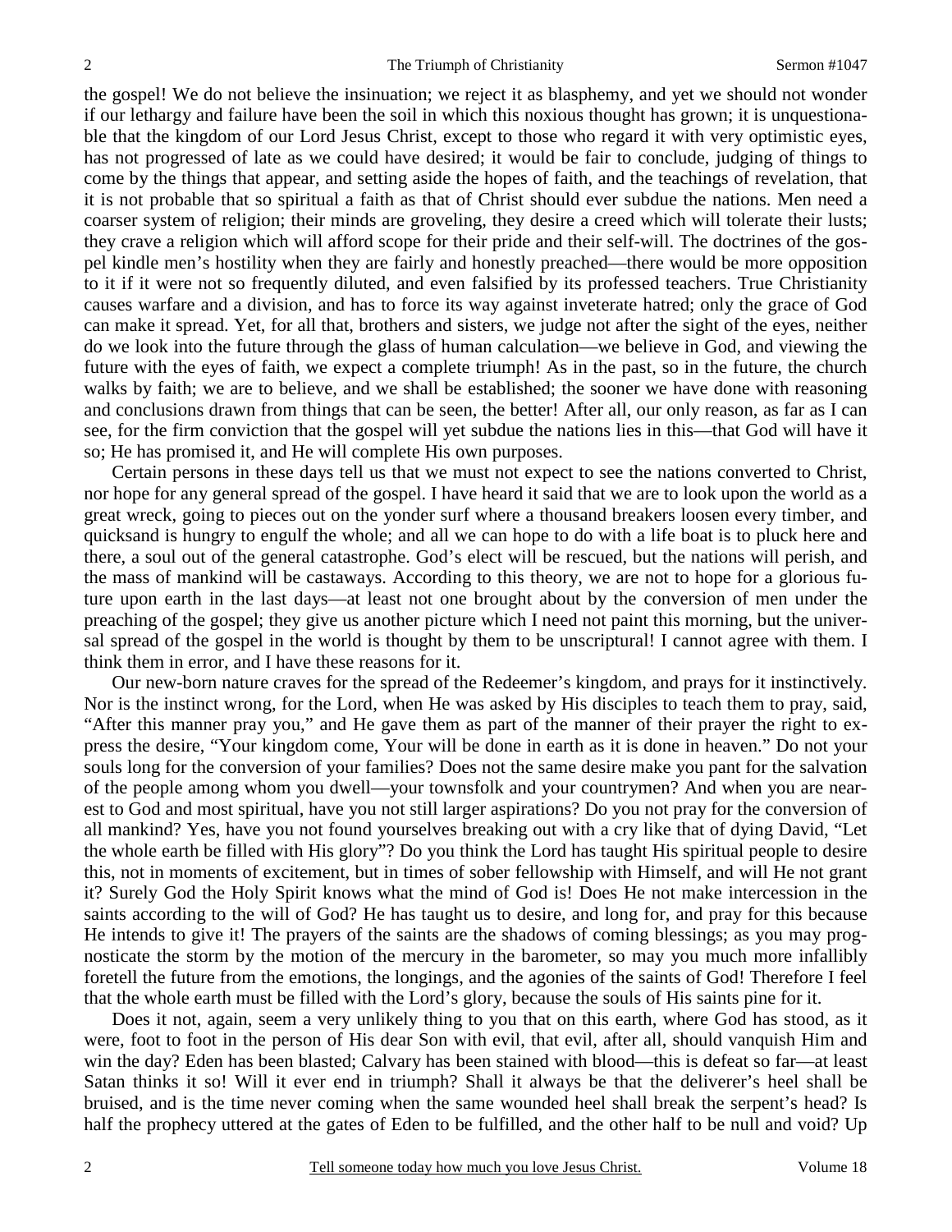the gospel! We do not believe the insinuation; we reject it as blasphemy, and yet we should not wonder if our lethargy and failure have been the soil in which this noxious thought has grown; it is unquestionable that the kingdom of our Lord Jesus Christ, except to those who regard it with very optimistic eyes, has not progressed of late as we could have desired; it would be fair to conclude, judging of things to come by the things that appear, and setting aside the hopes of faith, and the teachings of revelation, that it is not probable that so spiritual a faith as that of Christ should ever subdue the nations. Men need a coarser system of religion; their minds are groveling, they desire a creed which will tolerate their lusts; they crave a religion which will afford scope for their pride and their self-will. The doctrines of the gospel kindle men's hostility when they are fairly and honestly preached—there would be more opposition to it if it were not so frequently diluted, and even falsified by its professed teachers. True Christianity causes warfare and a division, and has to force its way against inveterate hatred; only the grace of God can make it spread. Yet, for all that, brothers and sisters, we judge not after the sight of the eyes, neither do we look into the future through the glass of human calculation—we believe in God, and viewing the future with the eyes of faith, we expect a complete triumph! As in the past, so in the future, the church walks by faith; we are to believe, and we shall be established; the sooner we have done with reasoning and conclusions drawn from things that can be seen, the better! After all, our only reason, as far as I can see, for the firm conviction that the gospel will yet subdue the nations lies in this—that God will have it so; He has promised it, and He will complete His own purposes.

Certain persons in these days tell us that we must not expect to see the nations converted to Christ, nor hope for any general spread of the gospel. I have heard it said that we are to look upon the world as a great wreck, going to pieces out on the yonder surf where a thousand breakers loosen every timber, and quicksand is hungry to engulf the whole; and all we can hope to do with a life boat is to pluck here and there, a soul out of the general catastrophe. God's elect will be rescued, but the nations will perish, and the mass of mankind will be castaways. According to this theory, we are not to hope for a glorious future upon earth in the last days—at least not one brought about by the conversion of men under the preaching of the gospel; they give us another picture which I need not paint this morning, but the universal spread of the gospel in the world is thought by them to be unscriptural! I cannot agree with them. I think them in error, and I have these reasons for it.

Our new-born nature craves for the spread of the Redeemer's kingdom, and prays for it instinctively. Nor is the instinct wrong, for the Lord, when He was asked by His disciples to teach them to pray, said, "After this manner pray you," and He gave them as part of the manner of their prayer the right to express the desire, "Your kingdom come, Your will be done in earth as it is done in heaven." Do not your souls long for the conversion of your families? Does not the same desire make you pant for the salvation of the people among whom you dwell—your townsfolk and your countrymen? And when you are nearest to God and most spiritual, have you not still larger aspirations? Do you not pray for the conversion of all mankind? Yes, have you not found yourselves breaking out with a cry like that of dying David, "Let the whole earth be filled with His glory"? Do you think the Lord has taught His spiritual people to desire this, not in moments of excitement, but in times of sober fellowship with Himself, and will He not grant it? Surely God the Holy Spirit knows what the mind of God is! Does He not make intercession in the saints according to the will of God? He has taught us to desire, and long for, and pray for this because He intends to give it! The prayers of the saints are the shadows of coming blessings; as you may prognosticate the storm by the motion of the mercury in the barometer, so may you much more infallibly foretell the future from the emotions, the longings, and the agonies of the saints of God! Therefore I feel that the whole earth must be filled with the Lord's glory, because the souls of His saints pine for it.

Does it not, again, seem a very unlikely thing to you that on this earth, where God has stood, as it were, foot to foot in the person of His dear Son with evil, that evil, after all, should vanquish Him and win the day? Eden has been blasted; Calvary has been stained with blood—this is defeat so far—at least Satan thinks it so! Will it ever end in triumph? Shall it always be that the deliverer's heel shall be bruised, and is the time never coming when the same wounded heel shall break the serpent's head? Is half the prophecy uttered at the gates of Eden to be fulfilled, and the other half to be null and void? Up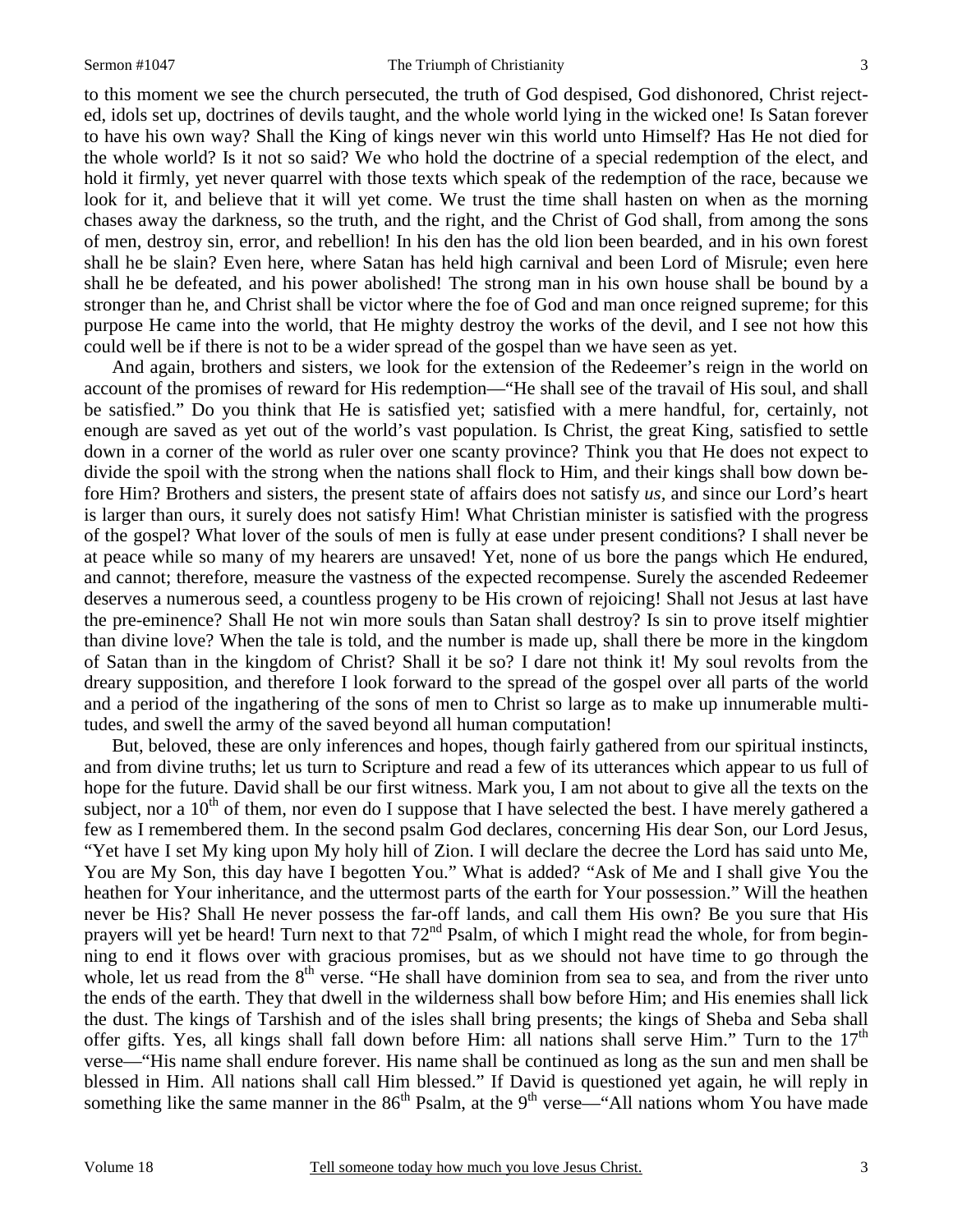to this moment we see the church persecuted, the truth of God despised, God dishonored, Christ rejected, idols set up, doctrines of devils taught, and the whole world lying in the wicked one! Is Satan forever to have his own way? Shall the King of kings never win this world unto Himself? Has He not died for the whole world? Is it not so said? We who hold the doctrine of a special redemption of the elect, and hold it firmly, yet never quarrel with those texts which speak of the redemption of the race, because we look for it, and believe that it will yet come. We trust the time shall hasten on when as the morning chases away the darkness, so the truth, and the right, and the Christ of God shall, from among the sons of men, destroy sin, error, and rebellion! In his den has the old lion been bearded, and in his own forest shall he be slain? Even here, where Satan has held high carnival and been Lord of Misrule; even here shall he be defeated, and his power abolished! The strong man in his own house shall be bound by a stronger than he, and Christ shall be victor where the foe of God and man once reigned supreme; for this purpose He came into the world, that He mighty destroy the works of the devil, and I see not how this could well be if there is not to be a wider spread of the gospel than we have seen as yet.

And again, brothers and sisters, we look for the extension of the Redeemer's reign in the world on account of the promises of reward for His redemption—"He shall see of the travail of His soul, and shall be satisfied." Do you think that He is satisfied yet; satisfied with a mere handful, for, certainly, not enough are saved as yet out of the world's vast population. Is Christ, the great King, satisfied to settle down in a corner of the world as ruler over one scanty province? Think you that He does not expect to divide the spoil with the strong when the nations shall flock to Him, and their kings shall bow down before Him? Brothers and sisters, the present state of affairs does not satisfy *us,* and since our Lord's heart is larger than ours, it surely does not satisfy Him! What Christian minister is satisfied with the progress of the gospel? What lover of the souls of men is fully at ease under present conditions? I shall never be at peace while so many of my hearers are unsaved! Yet, none of us bore the pangs which He endured, and cannot; therefore, measure the vastness of the expected recompense. Surely the ascended Redeemer deserves a numerous seed, a countless progeny to be His crown of rejoicing! Shall not Jesus at last have the pre-eminence? Shall He not win more souls than Satan shall destroy? Is sin to prove itself mightier than divine love? When the tale is told, and the number is made up, shall there be more in the kingdom of Satan than in the kingdom of Christ? Shall it be so? I dare not think it! My soul revolts from the dreary supposition, and therefore I look forward to the spread of the gospel over all parts of the world and a period of the ingathering of the sons of men to Christ so large as to make up innumerable multitudes, and swell the army of the saved beyond all human computation!

But, beloved, these are only inferences and hopes, though fairly gathered from our spiritual instincts, and from divine truths; let us turn to Scripture and read a few of its utterances which appear to us full of hope for the future. David shall be our first witness. Mark you, I am not about to give all the texts on the subject, nor a 10th of them, nor even do I suppose that I have selected the best. I have merely gathered a few as I remembered them. In the second psalm God declares, concerning His dear Son, our Lord Jesus, "Yet have I set My king upon My holy hill of Zion. I will declare the decree the Lord has said unto Me, You are My Son, this day have I begotten You." What is added? "Ask of Me and I shall give You the heathen for Your inheritance, and the uttermost parts of the earth for Your possession." Will the heathen never be His? Shall He never possess the far-off lands, and call them His own? Be you sure that His prayers will yet be heard! Turn next to that 72nd Psalm, of which I might read the whole, for from beginning to end it flows over with gracious promises, but as we should not have time to go through the whole, let us read from the 8th verse. "He shall have dominion from sea to sea, and from the river unto the ends of the earth. They that dwell in the wilderness shall bow before Him; and His enemies shall lick the dust. The kings of Tarshish and of the isles shall bring presents; the kings of Sheba and Seba shall offer gifts. Yes, all kings shall fall down before Him: all nations shall serve Him." Turn to the 17th verse—"His name shall endure forever. His name shall be continued as long as the sun and men shall be blessed in Him. All nations shall call Him blessed." If David is questioned yet again, he will reply in something like the same manner in the 86th Psalm, at the 9th verse—"All nations whom You have made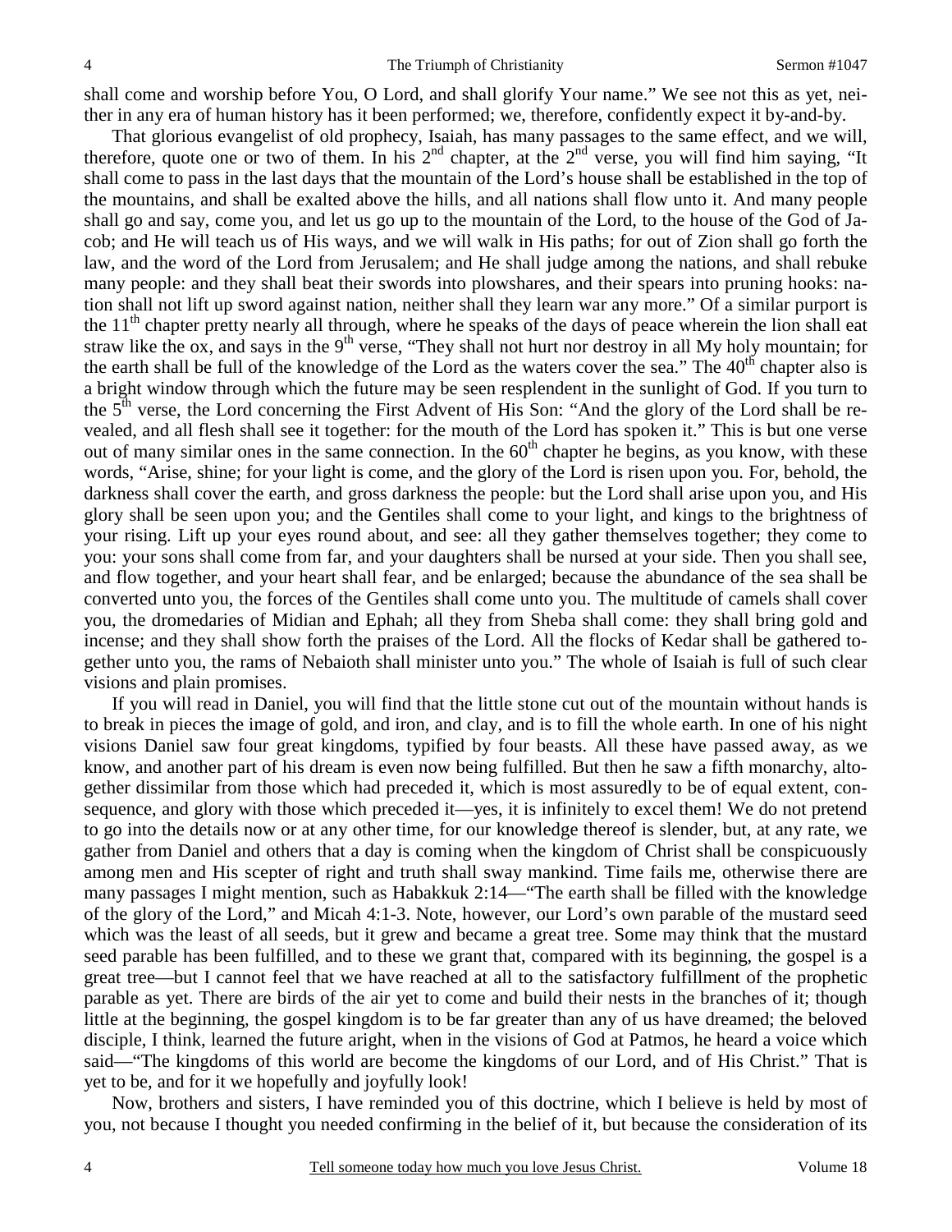shall come and worship before You, O Lord, and shall glorify Your name." We see not this as yet, neither in any era of human history has it been performed; we, therefore, confidently expect it by-and-by.

That glorious evangelist of old prophecy, Isaiah, has many passages to the same effect, and we will, therefore, quote one or two of them. In his 2nd chapter, at the 2nd verse, you will find him saying, "It shall come to pass in the last days that the mountain of the Lord's house shall be established in the top of the mountains, and shall be exalted above the hills, and all nations shall flow unto it. And many people shall go and say, come you, and let us go up to the mountain of the Lord, to the house of the God of Jacob; and He will teach us of His ways, and we will walk in His paths; for out of Zion shall go forth the law, and the word of the Lord from Jerusalem; and He shall judge among the nations, and shall rebuke many people: and they shall beat their swords into plowshares, and their spears into pruning hooks: nation shall not lift up sword against nation, neither shall they learn war any more." Of a similar purport is the 11th chapter pretty nearly all through, where he speaks of the days of peace wherein the lion shall eat straw like the ox, and says in the 9th verse, "They shall not hurt nor destroy in all My holy mountain; for the earth shall be full of the knowledge of the Lord as the waters cover the sea." The 40th chapter also is a bright window through which the future may be seen resplendent in the sunlight of God. If you turn to the 5th verse, the Lord concerning the First Advent of His Son: "And the glory of the Lord shall be revealed, and all flesh shall see it together: for the mouth of the Lord has spoken it." This is but one verse out of many similar ones in the same connection. In the 60th chapter he begins, as you know, with these words, "Arise, shine; for your light is come, and the glory of the Lord is risen upon you. For, behold, the darkness shall cover the earth, and gross darkness the people: but the Lord shall arise upon you, and His glory shall be seen upon you; and the Gentiles shall come to your light, and kings to the brightness of your rising. Lift up your eyes round about, and see: all they gather themselves together; they come to you: your sons shall come from far, and your daughters shall be nursed at your side. Then you shall see, and flow together, and your heart shall fear, and be enlarged; because the abundance of the sea shall be converted unto you, the forces of the Gentiles shall come unto you. The multitude of camels shall cover you, the dromedaries of Midian and Ephah; all they from Sheba shall come: they shall bring gold and incense; and they shall show forth the praises of the Lord. All the flocks of Kedar shall be gathered together unto you, the rams of Nebaioth shall minister unto you." The whole of Isaiah is full of such clear visions and plain promises.

If you will read in Daniel, you will find that the little stone cut out of the mountain without hands is to break in pieces the image of gold, and iron, and clay, and is to fill the whole earth. In one of his night visions Daniel saw four great kingdoms, typified by four beasts. All these have passed away, as we know, and another part of his dream is even now being fulfilled. But then he saw a fifth monarchy, altogether dissimilar from those which had preceded it, which is most assuredly to be of equal extent, consequence, and glory with those which preceded it—yes, it is infinitely to excel them! We do not pretend to go into the details now or at any other time, for our knowledge thereof is slender, but, at any rate, we gather from Daniel and others that a day is coming when the kingdom of Christ shall be conspicuously among men and His scepter of right and truth shall sway mankind. Time fails me, otherwise there are many passages I might mention, such as Habakkuk 2:14—"The earth shall be filled with the knowledge of the glory of the Lord," and Micah 4:1-3. Note, however, our Lord's own parable of the mustard seed which was the least of all seeds, but it grew and became a great tree. Some may think that the mustard seed parable has been fulfilled, and to these we grant that, compared with its beginning, the gospel is a great tree—but I cannot feel that we have reached at all to the satisfactory fulfillment of the prophetic parable as yet. There are birds of the air yet to come and build their nests in the branches of it; though little at the beginning, the gospel kingdom is to be far greater than any of us have dreamed; the beloved disciple, I think, learned the future aright, when in the visions of God at Patmos, he heard a voice which said—"The kingdoms of this world are become the kingdoms of our Lord, and of His Christ." That is yet to be, and for it we hopefully and joyfully look!

Now, brothers and sisters, I have reminded you of this doctrine, which I believe is held by most of you, not because I thought you needed confirming in the belief of it, but because the consideration of its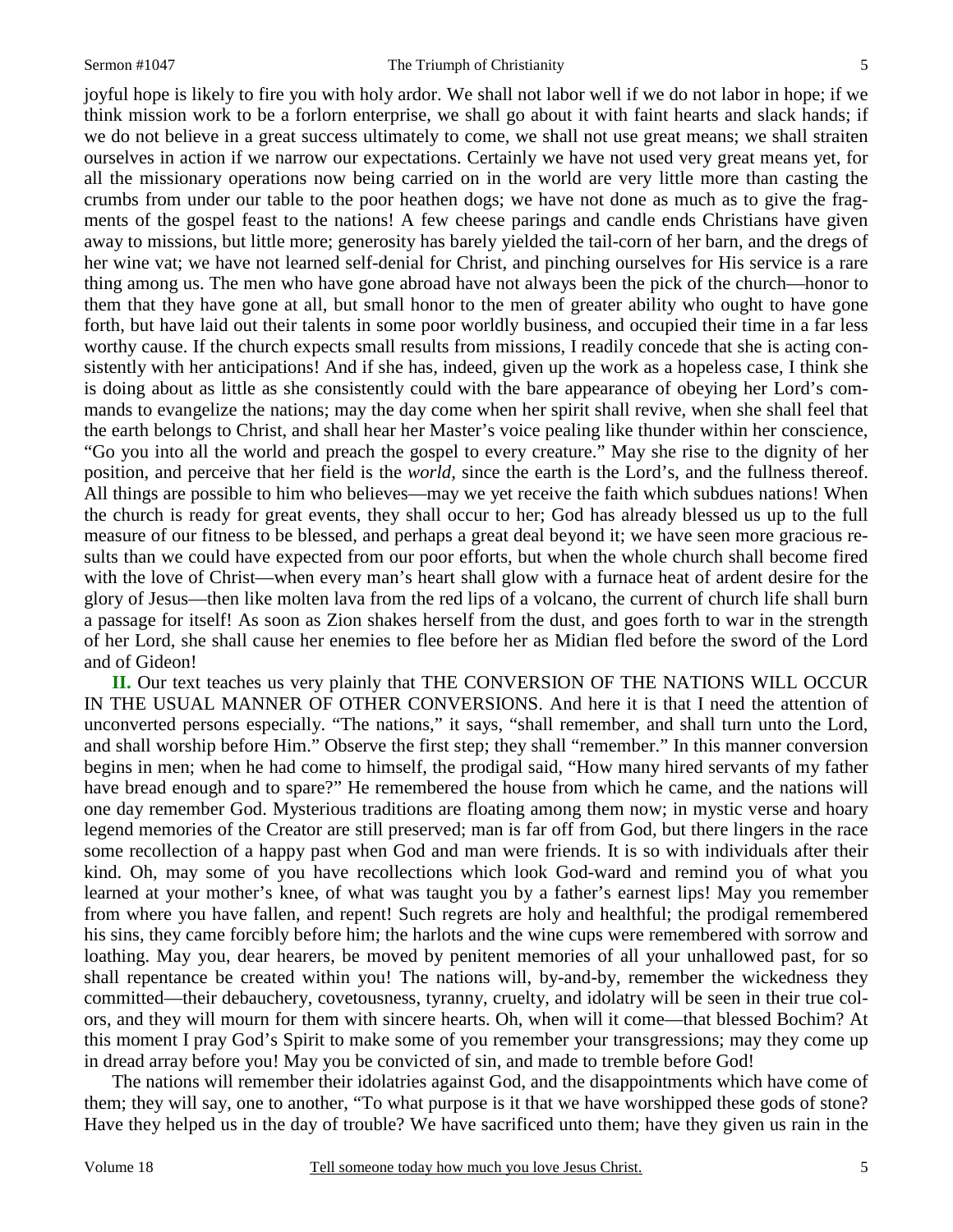joyful hope is likely to fire you with holy ardor. We shall not labor well if we do not labor in hope; if we think mission work to be a forlorn enterprise, we shall go about it with faint hearts and slack hands; if we do not believe in a great success ultimately to come, we shall not use great means; we shall straiten ourselves in action if we narrow our expectations. Certainly we have not used very great means yet, for all the missionary operations now being carried on in the world are very little more than casting the crumbs from under our table to the poor heathen dogs; we have not done as much as to give the fragments of the gospel feast to the nations! A few cheese parings and candle ends Christians have given away to missions, but little more; generosity has barely yielded the tail-corn of her barn, and the dregs of her wine vat; we have not learned self-denial for Christ, and pinching ourselves for His service is a rare thing among us. The men who have gone abroad have not always been the pick of the church—honor to them that they have gone at all, but small honor to the men of greater ability who ought to have gone forth, but have laid out their talents in some poor worldly business, and occupied their time in a far less worthy cause. If the church expects small results from missions, I readily concede that she is acting consistently with her anticipations! And if she has, indeed, given up the work as a hopeless case, I think she is doing about as little as she consistently could with the bare appearance of obeying her Lord's commands to evangelize the nations; may the day come when her spirit shall revive, when she shall feel that the earth belongs to Christ, and shall hear her Master's voice pealing like thunder within her conscience, "Go you into all the world and preach the gospel to every creature." May she rise to the dignity of her position, and perceive that her field is the *world,* since the earth is the Lord's, and the fullness thereof. All things are possible to him who believes—may we yet receive the faith which subdues nations! When the church is ready for great events, they shall occur to her; God has already blessed us up to the full measure of our fitness to be blessed, and perhaps a great deal beyond it; we have seen more gracious results than we could have expected from our poor efforts, but when the whole church shall become fired with the love of Christ—when every man's heart shall glow with a furnace heat of ardent desire for the glory of Jesus—then like molten lava from the red lips of a volcano, the current of church life shall burn a passage for itself! As soon as Zion shakes herself from the dust, and goes forth to war in the strength of her Lord, she shall cause her enemies to flee before her as Midian fled before the sword of the Lord and of Gideon!

**II.** Our text teaches us very plainly that THE CONVERSION OF THE NATIONS WILL OCCUR IN THE USUAL MANNER OF OTHER CONVERSIONS. And here it is that I need the attention of unconverted persons especially. "The nations," it says, "shall remember, and shall turn unto the Lord, and shall worship before Him." Observe the first step; they shall "remember." In this manner conversion begins in men; when he had come to himself, the prodigal said, "How many hired servants of my father have bread enough and to spare?" He remembered the house from which he came, and the nations will one day remember God. Mysterious traditions are floating among them now; in mystic verse and hoary legend memories of the Creator are still preserved; man is far off from God, but there lingers in the race some recollection of a happy past when God and man were friends. It is so with individuals after their kind. Oh, may some of you have recollections which look God-ward and remind you of what you learned at your mother's knee, of what was taught you by a father's earnest lips! May you remember from where you have fallen, and repent! Such regrets are holy and healthful; the prodigal remembered his sins, they came forcibly before him; the harlots and the wine cups were remembered with sorrow and loathing. May you, dear hearers, be moved by penitent memories of all your unhallowed past, for so shall repentance be created within you! The nations will, by-and-by, remember the wickedness they committed—their debauchery, covetousness, tyranny, cruelty, and idolatry will be seen in their true colors, and they will mourn for them with sincere hearts. Oh, when will it come—that blessed Bochim? At this moment I pray God's Spirit to make some of you remember your transgressions; may they come up in dread array before you! May you be convicted of sin, and made to tremble before God!

The nations will remember their idolatries against God, and the disappointments which have come of them; they will say, one to another, "To what purpose is it that we have worshipped these gods of stone? Have they helped us in the day of trouble? We have sacrificed unto them; have they given us rain in the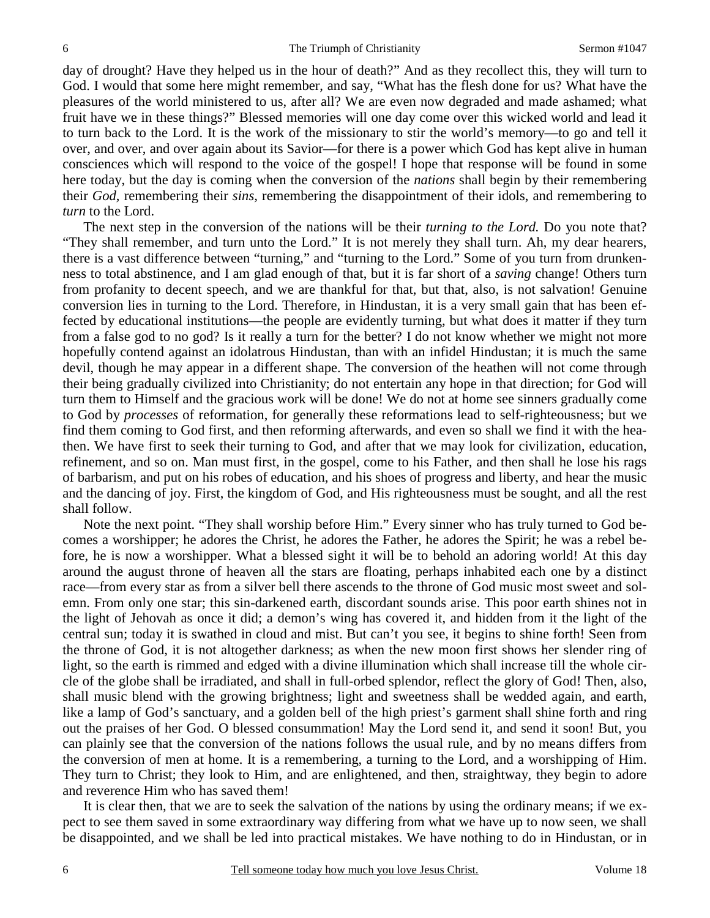day of drought? Have they helped us in the hour of death?" And as they recollect this, they will turn to God. I would that some here might remember, and say, "What has the flesh done for us? What have the pleasures of the world ministered to us, after all? We are even now degraded and made ashamed; what fruit have we in these things?" Blessed memories will one day come over this wicked world and lead it to turn back to the Lord. It is the work of the missionary to stir the world's memory—to go and tell it over, and over, and over again about its Savior—for there is a power which God has kept alive in human consciences which will respond to the voice of the gospel! I hope that response will be found in some here today, but the day is coming when the conversion of the *nations* shall begin by their remembering their *God,* remembering their *sins,* remembering the disappointment of their idols, and remembering to *turn* to the Lord.

The next step in the conversion of the nations will be their *turning to the Lord.* Do you note that? "They shall remember, and turn unto the Lord." It is not merely they shall turn. Ah, my dear hearers, there is a vast difference between "turning," and "turning to the Lord." Some of you turn from drunkenness to total abstinence, and I am glad enough of that, but it is far short of a *saving* change! Others turn from profanity to decent speech, and we are thankful for that, but that, also, is not salvation! Genuine conversion lies in turning to the Lord. Therefore, in Hindustan, it is a very small gain that has been effected by educational institutions—the people are evidently turning, but what does it matter if they turn from a false god to no god? Is it really a turn for the better? I do not know whether we might not more hopefully contend against an idolatrous Hindustan, than with an infidel Hindustan; it is much the same devil, though he may appear in a different shape. The conversion of the heathen will not come through their being gradually civilized into Christianity; do not entertain any hope in that direction; for God will turn them to Himself and the gracious work will be done! We do not at home see sinners gradually come to God by *processes* of reformation, for generally these reformations lead to self-righteousness; but we find them coming to God first, and then reforming afterwards, and even so shall we find it with the heathen. We have first to seek their turning to God, and after that we may look for civilization, education, refinement, and so on. Man must first, in the gospel, come to his Father, and then shall he lose his rags of barbarism, and put on his robes of education, and his shoes of progress and liberty, and hear the music and the dancing of joy. First, the kingdom of God, and His righteousness must be sought, and all the rest shall follow.

Note the next point. "They shall worship before Him." Every sinner who has truly turned to God becomes a worshipper; he adores the Christ, he adores the Father, he adores the Spirit; he was a rebel before, he is now a worshipper. What a blessed sight it will be to behold an adoring world! At this day around the august throne of heaven all the stars are floating, perhaps inhabited each one by a distinct race—from every star as from a silver bell there ascends to the throne of God music most sweet and solemn. From only one star; this sin-darkened earth, discordant sounds arise. This poor earth shines not in the light of Jehovah as once it did; a demon's wing has covered it, and hidden from it the light of the central sun; today it is swathed in cloud and mist. But can't you see, it begins to shine forth! Seen from the throne of God, it is not altogether darkness; as when the new moon first shows her slender ring of light, so the earth is rimmed and edged with a divine illumination which shall increase till the whole circle of the globe shall be irradiated, and shall in full-orbed splendor, reflect the glory of God! Then, also, shall music blend with the growing brightness; light and sweetness shall be wedded again, and earth, like a lamp of God's sanctuary, and a golden bell of the high priest's garment shall shine forth and ring out the praises of her God. O blessed consummation! May the Lord send it, and send it soon! But, you can plainly see that the conversion of the nations follows the usual rule, and by no means differs from the conversion of men at home. It is a remembering, a turning to the Lord, and a worshipping of Him. They turn to Christ; they look to Him, and are enlightened, and then, straightway, they begin to adore and reverence Him who has saved them!

It is clear then, that we are to seek the salvation of the nations by using the ordinary means; if we expect to see them saved in some extraordinary way differing from what we have up to now seen, we shall be disappointed, and we shall be led into practical mistakes. We have nothing to do in Hindustan, or in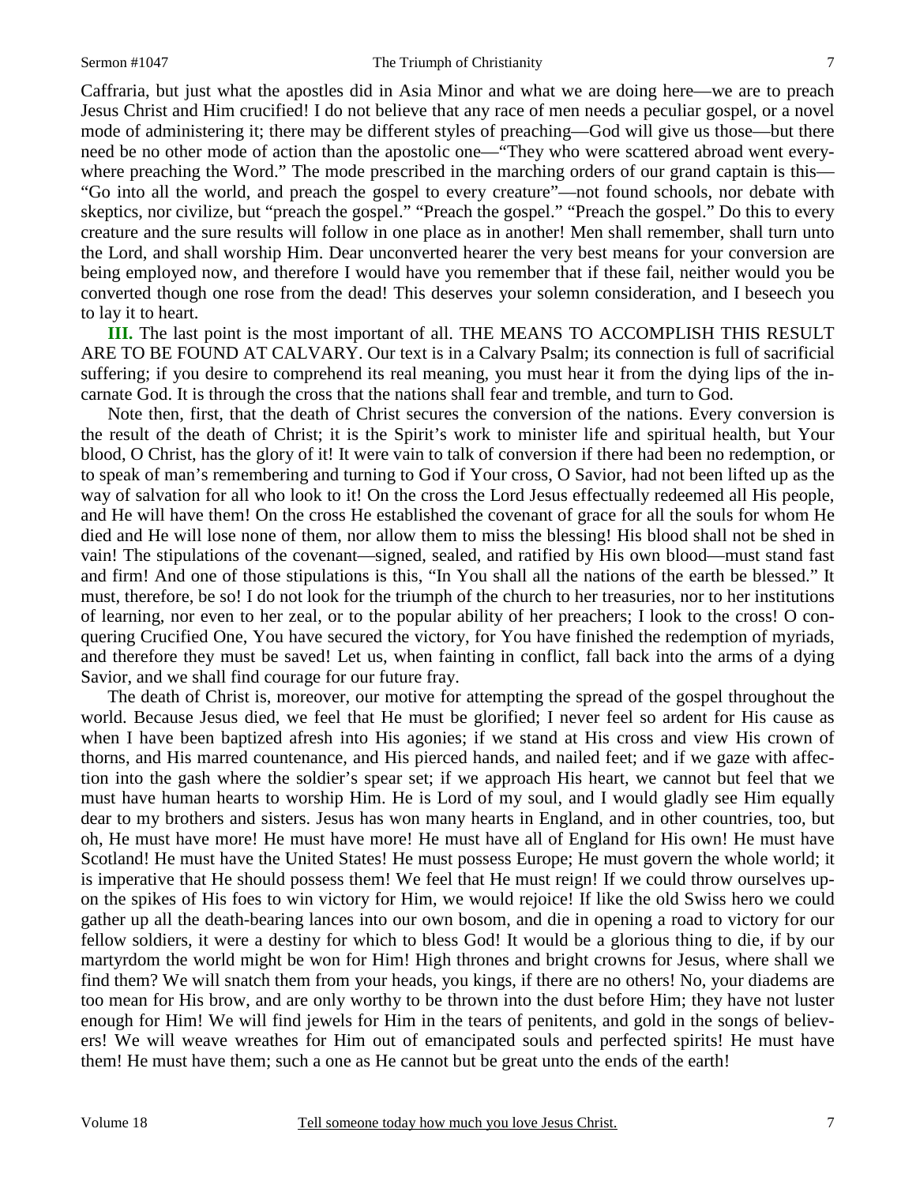Caffraria, but just what the apostles did in Asia Minor and what we are doing here—we are to preach Jesus Christ and Him crucified! I do not believe that any race of men needs a peculiar gospel, or a novel mode of administering it; there may be different styles of preaching—God will give us those—but there need be no other mode of action than the apostolic one—"They who were scattered abroad went everywhere preaching the Word." The mode prescribed in the marching orders of our grand captain is this—"Go into all the world, and preach the gospel to every creature"—not found schools, nor debate with skeptics, nor civilize, but "preach the gospel." "Preach the gospel." "Preach the gospel." Do this to every creature and the sure results will follow in one place as in another! Men shall remember, shall turn unto the Lord, and shall worship Him. Dear unconverted hearer the very best means for your conversion are being employed now, and therefore I would have you remember that if these fail, neither would you be converted though one rose from the dead! This deserves your solemn consideration, and I beseech you to lay it to heart.

**III.** The last point is the most important of all. THE MEANS TO ACCOMPLISH THIS RESULT ARE TO BE FOUND AT CALVARY. Our text is in a Calvary Psalm; its connection is full of sacrificial suffering; if you desire to comprehend its real meaning, you must hear it from the dying lips of the incarnate God. It is through the cross that the nations shall fear and tremble, and turn to God.

Note then, first, that the death of Christ secures the conversion of the nations. Every conversion is the result of the death of Christ; it is the Spirit's work to minister life and spiritual health, but Your blood, O Christ, has the glory of it! It were vain to talk of conversion if there had been no redemption, or to speak of man's remembering and turning to God if Your cross, O Savior, had not been lifted up as the way of salvation for all who look to it! On the cross the Lord Jesus effectually redeemed all His people, and He will have them! On the cross He established the covenant of grace for all the souls for whom He died and He will lose none of them, nor allow them to miss the blessing! His blood shall not be shed in vain! The stipulations of the covenant—signed, sealed, and ratified by His own blood—must stand fast and firm! And one of those stipulations is this, "In You shall all the nations of the earth be blessed." It must, therefore, be so! I do not look for the triumph of the church to her treasuries, nor to her institutions of learning, nor even to her zeal, or to the popular ability of her preachers; I look to the cross! O conquering Crucified One, You have secured the victory, for You have finished the redemption of myriads, and therefore they must be saved! Let us, when fainting in conflict, fall back into the arms of a dying Savior, and we shall find courage for our future fray.

The death of Christ is, moreover, our motive for attempting the spread of the gospel throughout the world. Because Jesus died, we feel that He must be glorified; I never feel so ardent for His cause as when I have been baptized afresh into His agonies; if we stand at His cross and view His crown of thorns, and His marred countenance, and His pierced hands, and nailed feet; and if we gaze with affection into the gash where the soldier's spear set; if we approach His heart, we cannot but feel that we must have human hearts to worship Him. He is Lord of my soul, and I would gladly see Him equally dear to my brothers and sisters. Jesus has won many hearts in England, and in other countries, too, but oh, He must have more! He must have more! He must have all of England for His own! He must have Scotland! He must have the United States! He must possess Europe; He must govern the whole world; it is imperative that He should possess them! We feel that He must reign! If we could throw ourselves upon the spikes of His foes to win victory for Him, we would rejoice! If like the old Swiss hero we could gather up all the death-bearing lances into our own bosom, and die in opening a road to victory for our fellow soldiers, it were a destiny for which to bless God! It would be a glorious thing to die, if by our martyrdom the world might be won for Him! High thrones and bright crowns for Jesus, where shall we find them? We will snatch them from your heads, you kings, if there are no others! No, your diadems are too mean for His brow, and are only worthy to be thrown into the dust before Him; they have not luster enough for Him! We will find jewels for Him in the tears of penitents, and gold in the songs of believers! We will weave wreathes for Him out of emancipated souls and perfected spirits! He must have them! He must have them; such a one as He cannot but be great unto the ends of the earth!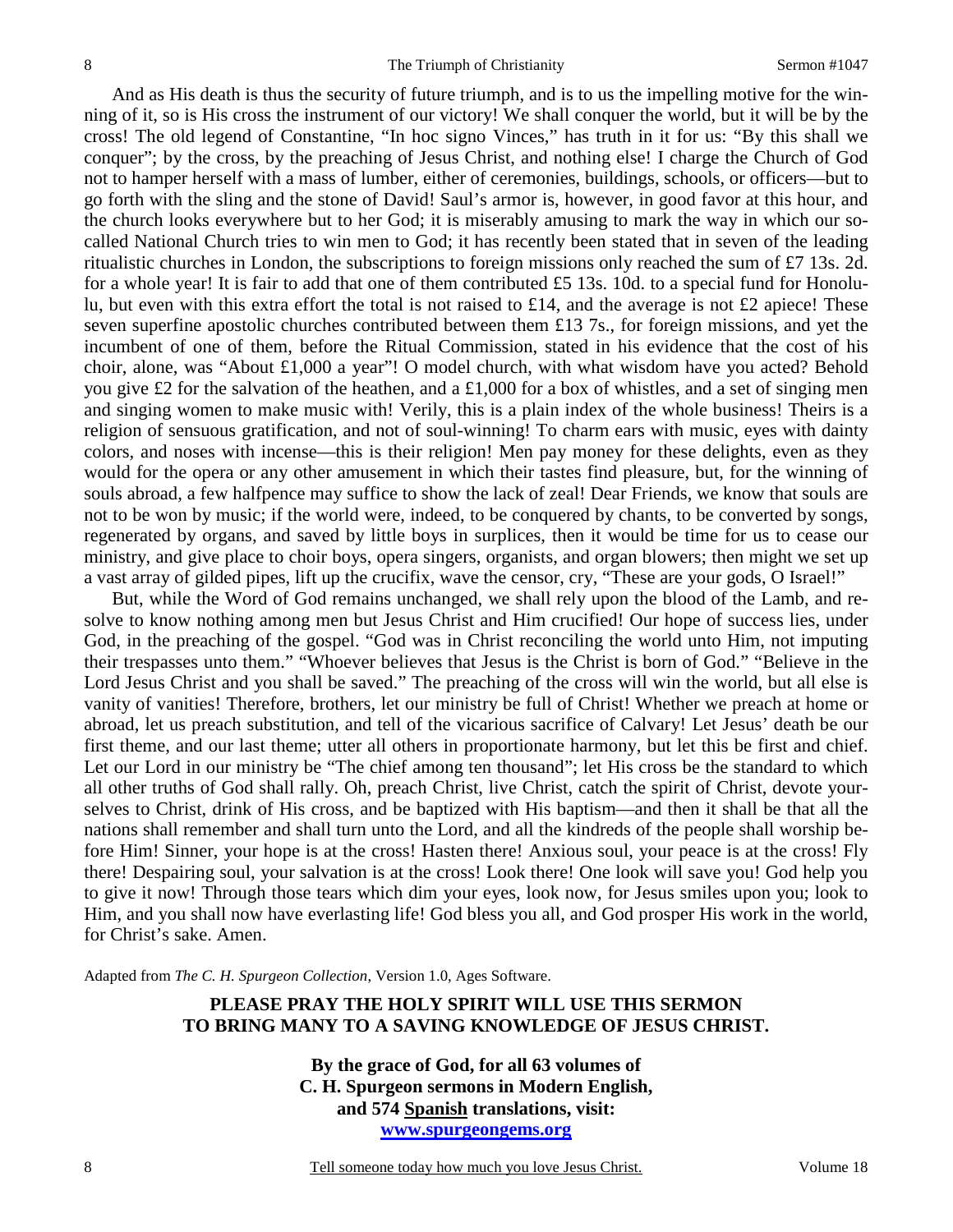And as His death is thus the security of future triumph, and is to us the impelling motive for the winning of it, so is His cross the instrument of our victory! We shall conquer the world, but it will be by the cross! The old legend of Constantine, "In hoc signo Vinces," has truth in it for us: "By this shall we conquer"; by the cross, by the preaching of Jesus Christ, and nothing else! I charge the Church of God not to hamper herself with a mass of lumber, either of ceremonies, buildings, schools, or officers—but to go forth with the sling and the stone of David! Saul's armor is, however, in good favor at this hour, and the church looks everywhere but to her God; it is miserably amusing to mark the way in which our so-called National Church tries to win men to God; it has recently been stated that in seven of the leading ritualistic churches in London, the subscriptions to foreign missions only reached the sum of £7 13s. 2d. for a whole year! It is fair to add that one of them contributed £5 13s. 10d. to a special fund for Honolulu, but even with this extra effort the total is not raised to £14, and the average is not £2 apiece! These seven superfine apostolic churches contributed between them £13 7s., for foreign missions, and yet the incumbent of one of them, before the Ritual Commission, stated in his evidence that the cost of his choir, alone, was "About £1,000 a year"! O model church, with what wisdom have you acted? Behold you give £2 for the salvation of the heathen, and a £1,000 for a box of whistles, and a set of singing men and singing women to make music with! Verily, this is a plain index of the whole business! Theirs is a religion of sensuous gratification, and not of soul-winning! To charm ears with music, eyes with dainty colors, and noses with incense—this is their religion! Men pay money for these delights, even as they would for the opera or any other amusement in which their tastes find pleasure, but, for the winning of souls abroad, a few halfpence may suffice to show the lack of zeal! Dear Friends, we know that souls are not to be won by music; if the world were, indeed, to be conquered by chants, to be converted by songs, regenerated by organs, and saved by little boys in surplices, then it would be time for us to cease our ministry, and give place to choir boys, opera singers, organists, and organ blowers; then might we set up a vast array of gilded pipes, lift up the crucifix, wave the censor, cry, "These are your gods, O Israel!"

But, while the Word of God remains unchanged, we shall rely upon the blood of the Lamb, and resolve to know nothing among men but Jesus Christ and Him crucified! Our hope of success lies, under God, in the preaching of the gospel. "God was in Christ reconciling the world unto Him, not imputing their trespasses unto them." "Whoever believes that Jesus is the Christ is born of God." "Believe in the Lord Jesus Christ and you shall be saved." The preaching of the cross will win the world, but all else is vanity of vanities! Therefore, brothers, let our ministry be full of Christ! Whether we preach at home or abroad, let us preach substitution, and tell of the vicarious sacrifice of Calvary! Let Jesus' death be our first theme, and our last theme; utter all others in proportionate harmony, but let this be first and chief. Let our Lord in our ministry be "The chief among ten thousand"; let His cross be the standard to which all other truths of God shall rally. Oh, preach Christ, live Christ, catch the spirit of Christ, devote yourselves to Christ, drink of His cross, and be baptized with His baptism—and then it shall be that all the nations shall remember and shall turn unto the Lord, and all the kindreds of the people shall worship before Him! Sinner, your hope is at the cross! Hasten there! Anxious soul, your peace is at the cross! Fly there! Despairing soul, your salvation is at the cross! Look there! One look will save you! God help you to give it now! Through those tears which dim your eyes, look now, for Jesus smiles upon you; look to Him, and you shall now have everlasting life! God bless you all, and God prosper His work in the world, for Christ's sake. Amen.

Adapted from *The C. H. Spurgeon Collection,* Version 1.0, Ages Software.

**PLEASE PRAY THE HOLY SPIRIT WILL USE THIS SERMON TO BRING MANY TO A SAVING KNOWLEDGE OF JESUS CHRIST.**

**By the grace of God, for all 63 volumes of C. H. Spurgeon sermons in Modern English, and 574 Spanish translations, visit: www.spurgeongems.org**